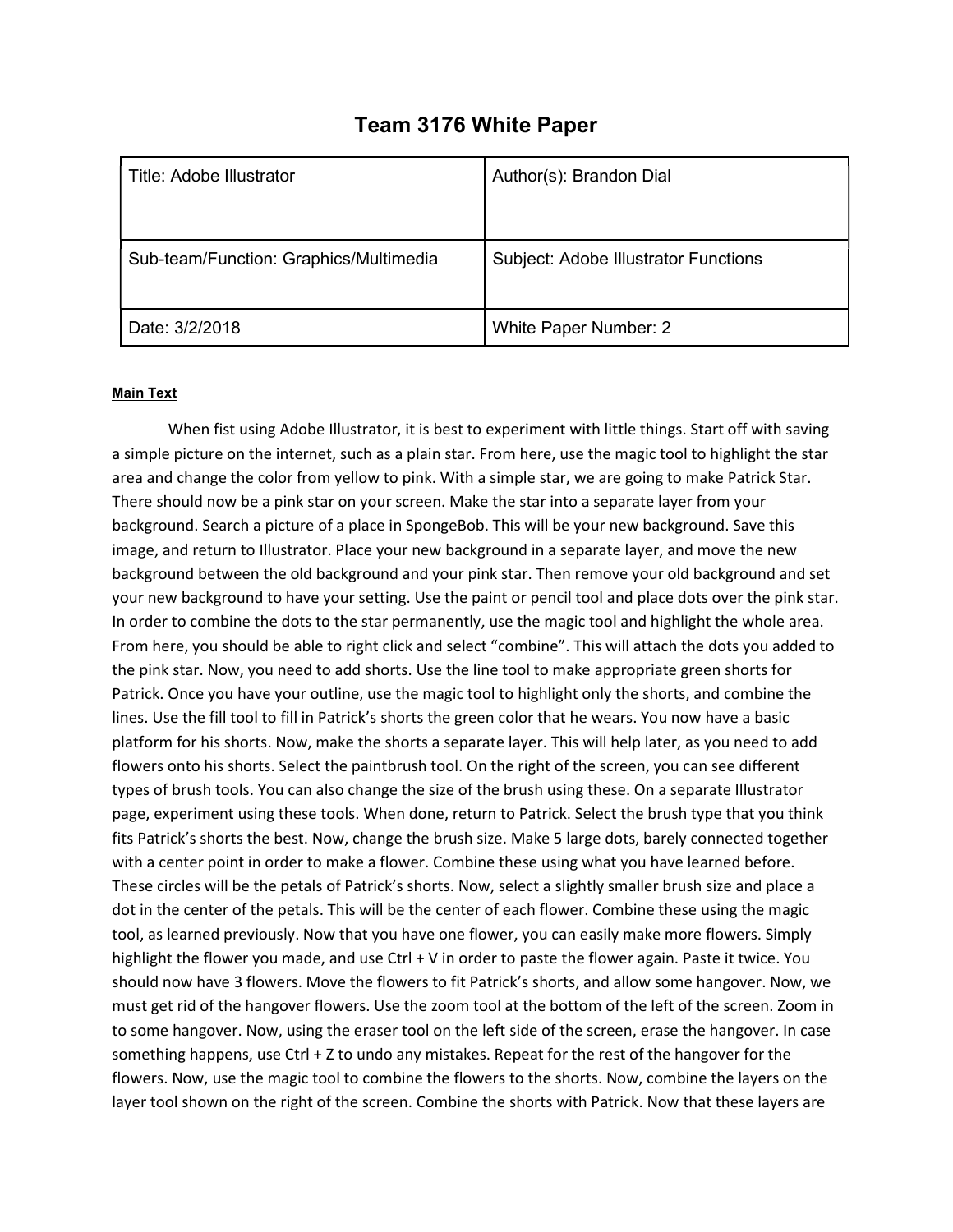# Team 3176 White Paper

| | |
|---|---|
| Title: Adobe Illustrator | Author(s): Brandon Dial |
| Sub-team/Function: Graphics/Multimedia | Subject: Adobe Illustrator Functions |
| Date: 3/2/2018 | White Paper Number: 2 |

**Main Text**

When fist using Adobe Illustrator, it is best to experiment with little things. Start off with saving a simple picture on the internet, such as a plain star. From here, use the magic tool to highlight the star area and change the color from yellow to pink. With a simple star, we are going to make Patrick Star. There should now be a pink star on your screen. Make the star into a separate layer from your background. Search a picture of a place in SpongeBob. This will be your new background. Save this image, and return to Illustrator. Place your new background in a separate layer, and move the new background between the old background and your pink star. Then remove your old background and set your new background to have your setting. Use the paint or pencil tool and place dots over the pink star. In order to combine the dots to the star permanently, use the magic tool and highlight the whole area. From here, you should be able to right click and select "combine". This will attach the dots you added to the pink star. Now, you need to add shorts. Use the line tool to make appropriate green shorts for Patrick. Once you have your outline, use the magic tool to highlight only the shorts, and combine the lines. Use the fill tool to fill in Patrick's shorts the green color that he wears. You now have a basic platform for his shorts. Now, make the shorts a separate layer. This will help later, as you need to add flowers onto his shorts. Select the paintbrush tool. On the right of the screen, you can see different types of brush tools. You can also change the size of the brush using these. On a separate Illustrator page, experiment using these tools. When done, return to Patrick. Select the brush type that you think fits Patrick's shorts the best. Now, change the brush size. Make 5 large dots, barely connected together with a center point in order to make a flower. Combine these using what you have learned before. These circles will be the petals of Patrick's shorts. Now, select a slightly smaller brush size and place a dot in the center of the petals. This will be the center of each flower. Combine these using the magic tool, as learned previously. Now that you have one flower, you can easily make more flowers. Simply highlight the flower you made, and use Ctrl + V in order to paste the flower again. Paste it twice. You should now have 3 flowers. Move the flowers to fit Patrick's shorts, and allow some hangover. Now, we must get rid of the hangover flowers. Use the zoom tool at the bottom of the left of the screen. Zoom in to some hangover. Now, using the eraser tool on the left side of the screen, erase the hangover. In case something happens, use Ctrl + Z to undo any mistakes. Repeat for the rest of the hangover for the flowers. Now, use the magic tool to combine the flowers to the shorts. Now, combine the layers on the layer tool shown on the right of the screen. Combine the shorts with Patrick. Now that these layers are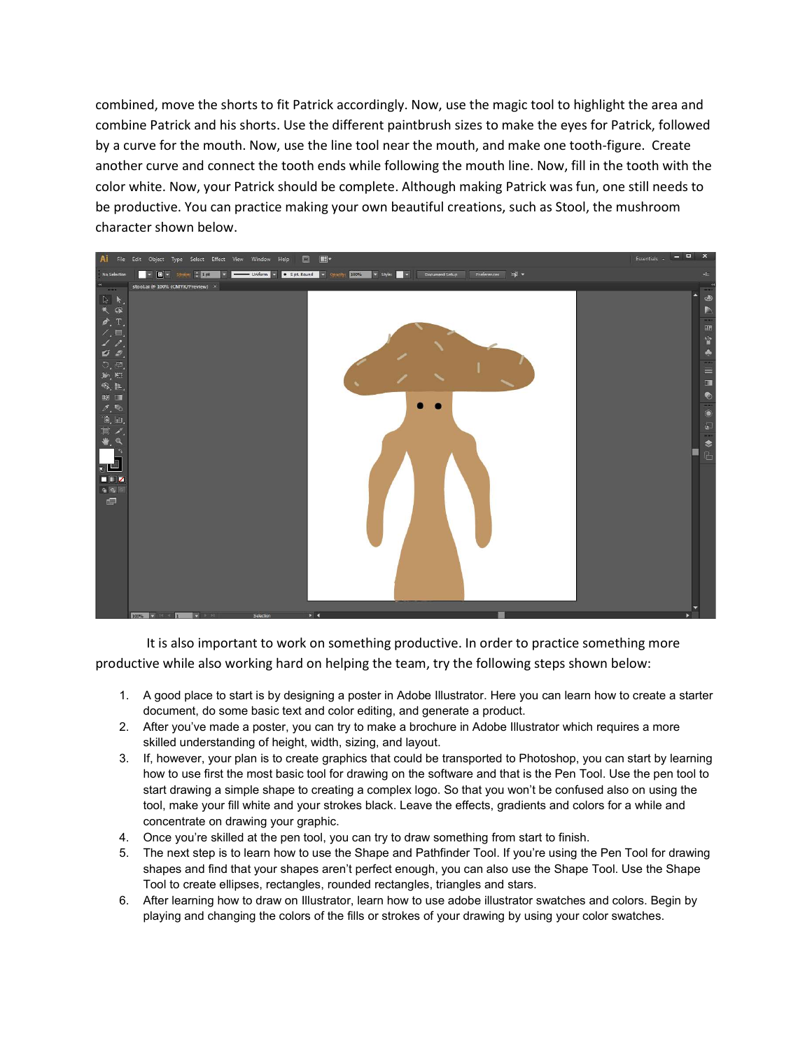combined, move the shorts to fit Patrick accordingly. Now, use the magic tool to highlight the area and combine Patrick and his shorts. Use the different paintbrush sizes to make the eyes for Patrick, followed by a curve for the mouth. Now, use the line tool near the mouth, and make one tooth-figure. Create another curve and connect the tooth ends while following the mouth line. Now, fill in the tooth with the color white. Now, your Patrick should be complete. Although making Patrick was fun, one still needs to be productive. You can practice making your own beautiful creations, such as Stool, the mushroom character shown below.

It is also important to work on something productive. In order to practice something more productive while also working hard on helping the team, try the following steps shown below:

1. A good place to start is by designing a poster in Adobe Illustrator. Here you can learn how to create a starter document, do some basic text and color editing, and generate a product.
2. After you've made a poster, you can try to make a brochure in Adobe Illustrator which requires a more skilled understanding of height, width, sizing, and layout.
3. If, however, your plan is to create graphics that could be transported to Photoshop, you can start by learning how to use first the most basic tool for drawing on the software and that is the Pen Tool. Use the pen tool to start drawing a simple shape to creating a complex logo. So that you won't be confused also on using the tool, make your fill white and your strokes black. Leave the effects, gradients and colors for a while and concentrate on drawing your graphic.
4. Once you're skilled at the pen tool, you can try to draw something from start to finish.
5. The next step is to learn how to use the Shape and Pathfinder Tool. If you're using the Pen Tool for drawing shapes and find that your shapes aren't perfect enough, you can also use the Shape Tool. Use the Shape Tool to create ellipses, rectangles, rounded rectangles, triangles and stars.
6. After learning how to draw on Illustrator, learn how to use adobe illustrator swatches and colors. Begin by playing and changing the colors of the fills or strokes of your drawing by using your color swatches.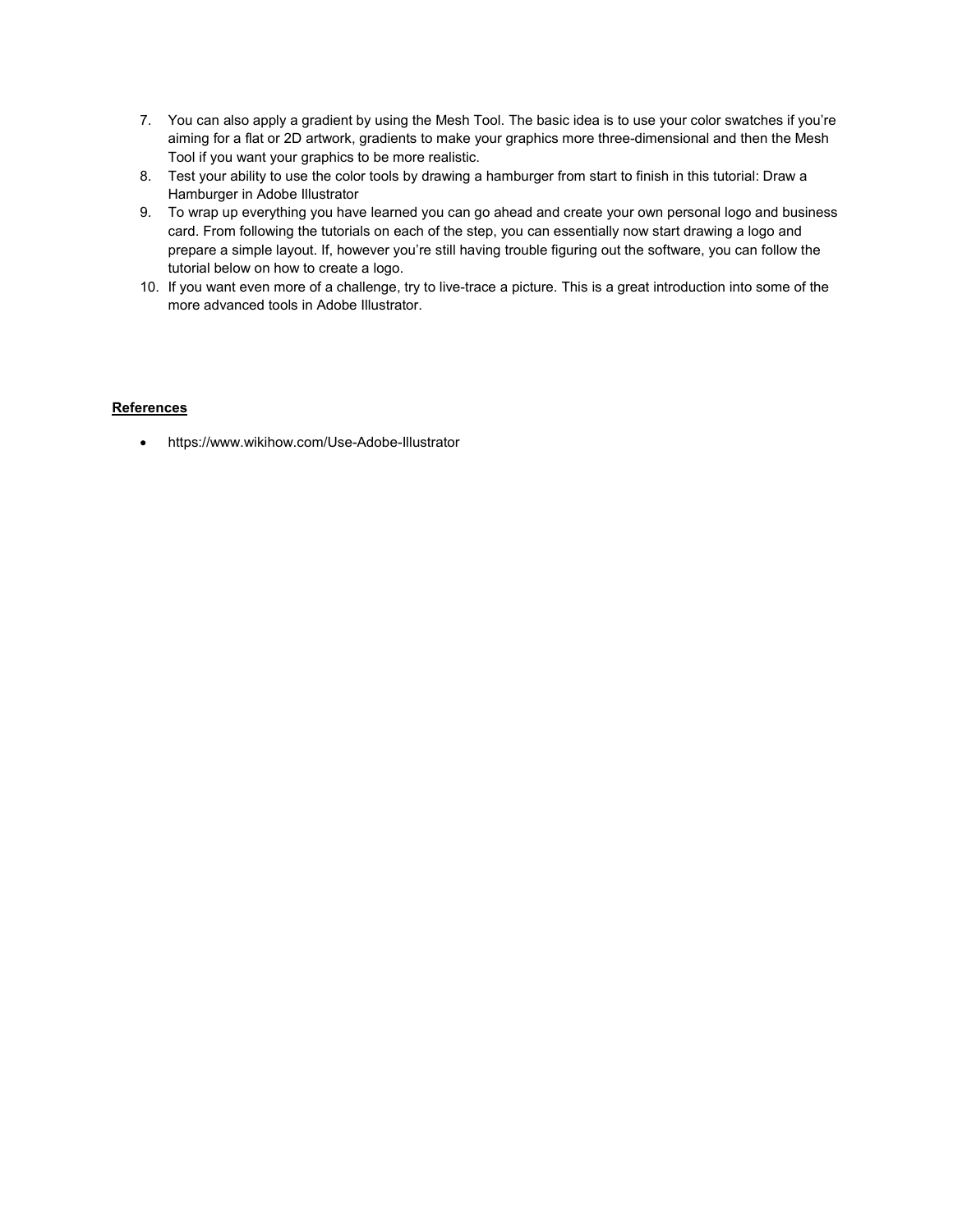7. You can also apply a gradient by using the Mesh Tool. The basic idea is to use your color swatches if you're aiming for a flat or 2D artwork, gradients to make your graphics more three-dimensional and then the Mesh Tool if you want your graphics to be more realistic.
8. Test your ability to use the color tools by drawing a hamburger from start to finish in this tutorial: Draw a Hamburger in Adobe Illustrator
9. To wrap up everything you have learned you can go ahead and create your own personal logo and business card. From following the tutorials on each of the step, you can essentially now start drawing a logo and prepare a simple layout. If, however you're still having trouble figuring out the software, you can follow the tutorial below on how to create a logo.
10. If you want even more of a challenge, try to live-trace a picture. This is a great introduction into some of the more advanced tools in Adobe Illustrator.

**References**

- https://www.wikihow.com/Use-Adobe-Illustrator